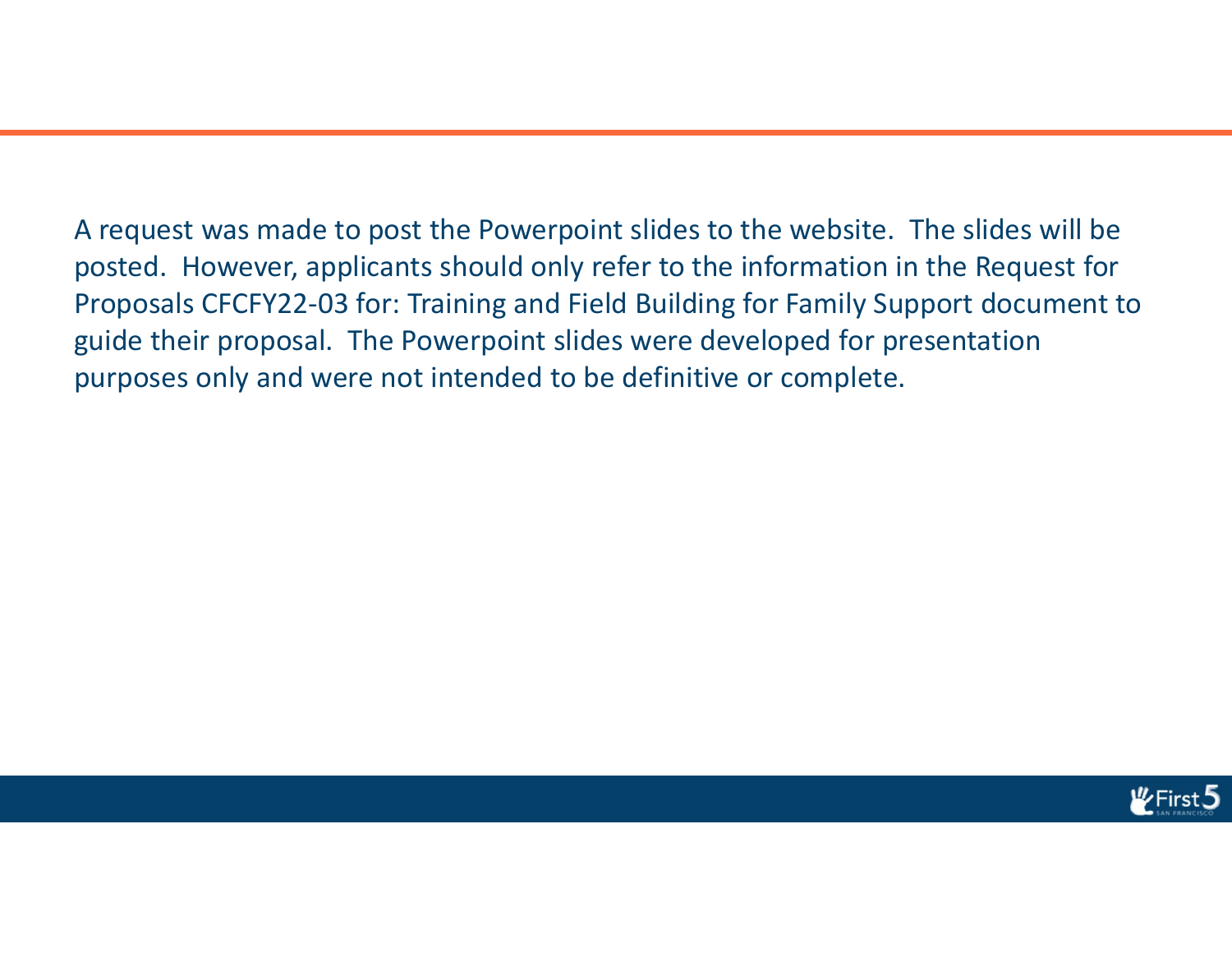A request was made to post the Powerpoint slides to the website. The slides will be posted. However, applicants should only refer to the information in the Request for Proposals CFCFY22-03 for: Training and Field Building for Family Support document to guide their proposal. The Powerpoint slides were developed for presentation purposes only and were not intended to be definitive or complete.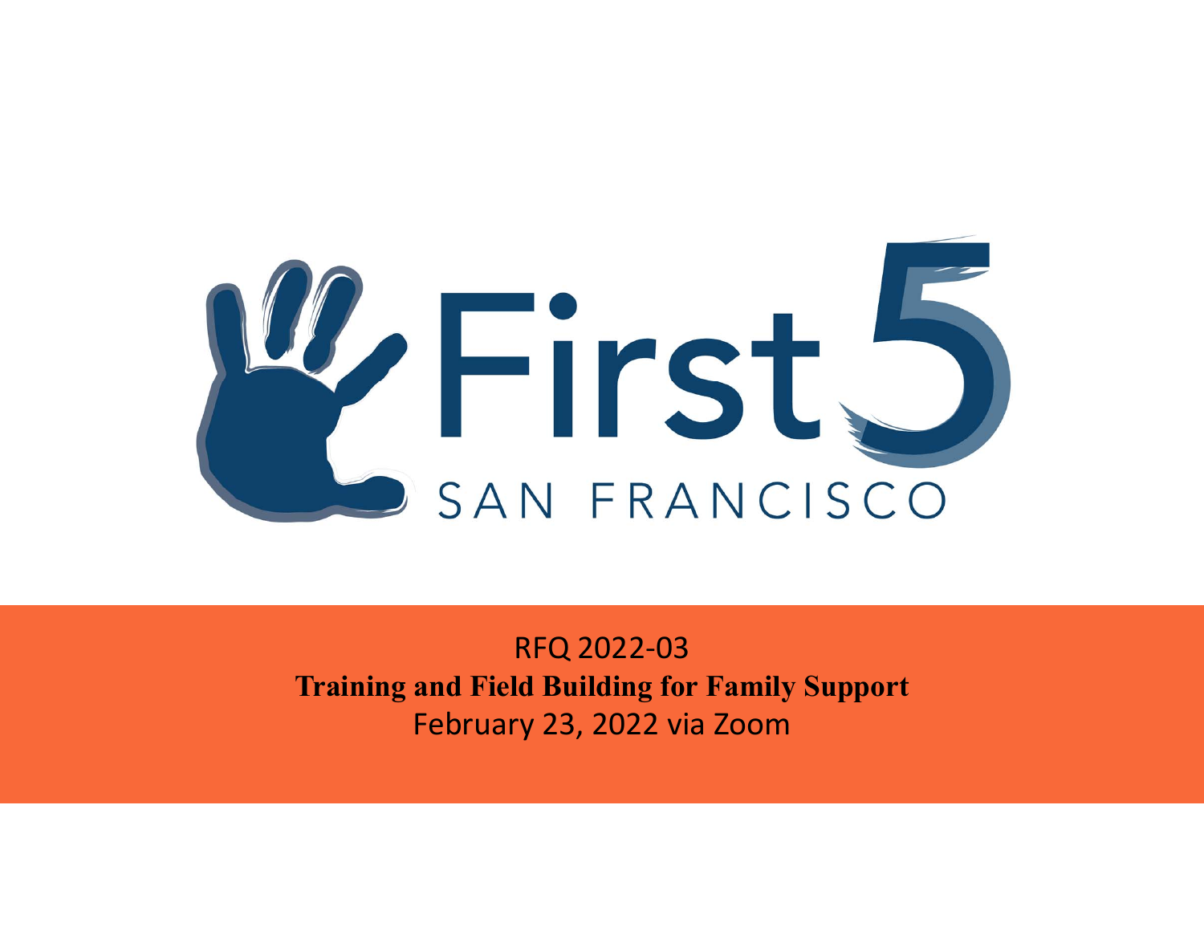First 5 SAN FRANCISCO

RFQ 2022-03

**Training and Field Building for Family Support**

February 23, 2022 via Zoom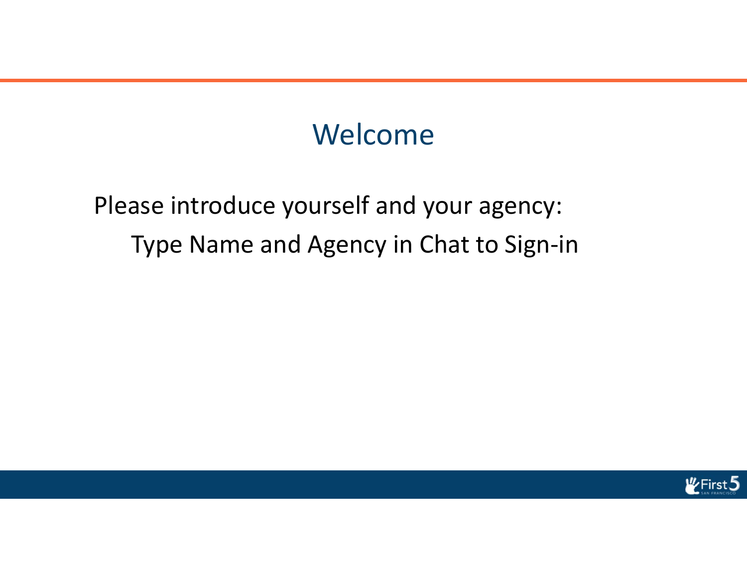# Welcome

Please introduce yourself and your agency:

Type Name and Agency in Chat to Sign-in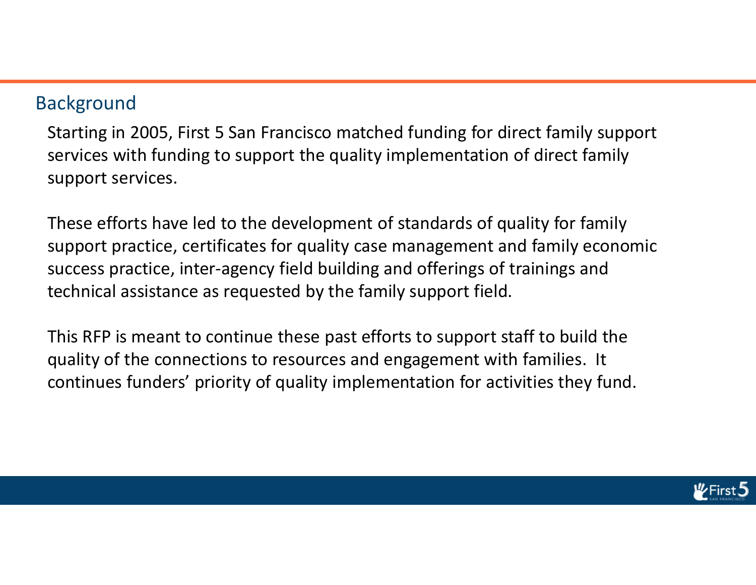## Background

Starting in 2005, First 5 San Francisco matched funding for direct family support services with funding to support the quality implementation of direct family support services.

These efforts have led to the development of standards of quality for family support practice, certificates for quality case management and family economic success practice, inter-agency field building and offerings of trainings and technical assistance as requested by the family support field.

This RFP is meant to continue these past efforts to support staff to build the quality of the connections to resources and engagement with families. It continues funders' priority of quality implementation for activities they fund.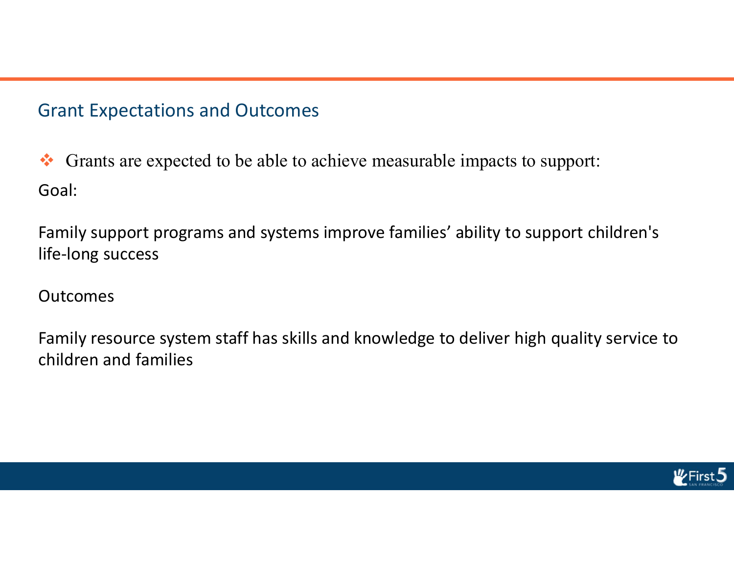## Grant Expectations and Outcomes

- Grants are expected to be able to achieve measurable impacts to support:

Goal:

Family support programs and systems improve families' ability to support children's life-long success

Outcomes

Family resource system staff has skills and knowledge to deliver high quality service to children and families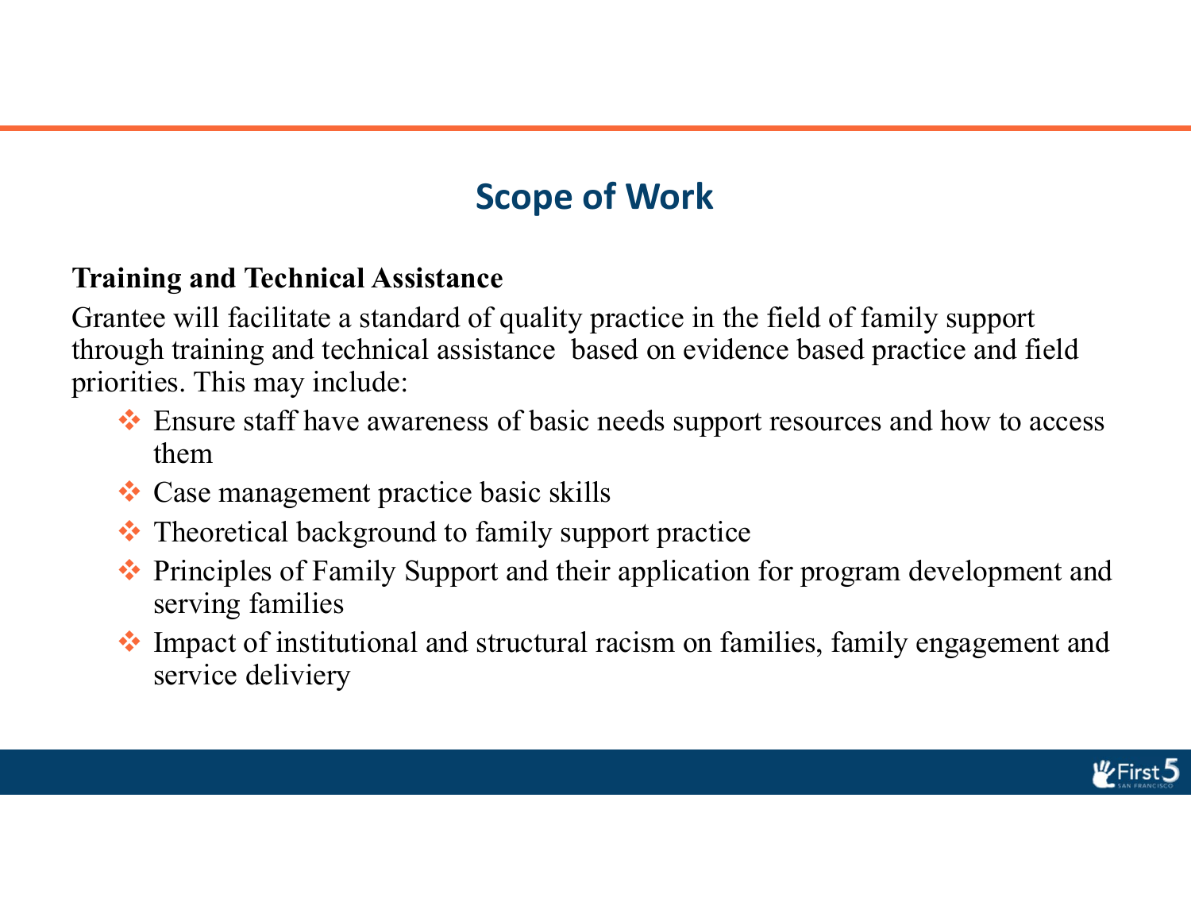# Scope of Work

**Training and Technical Assistance**

Grantee will facilitate a standard of quality practice in the field of family support through training and technical assistance based on evidence based practice and field priorities. This may include:

- Ensure staff have awareness of basic needs support resources and how to access them
- Case management practice basic skills
- Theoretical background to family support practice
- Principles of Family Support and their application for program development and serving families
- Impact of institutional and structural racism on families, family engagement and service delivery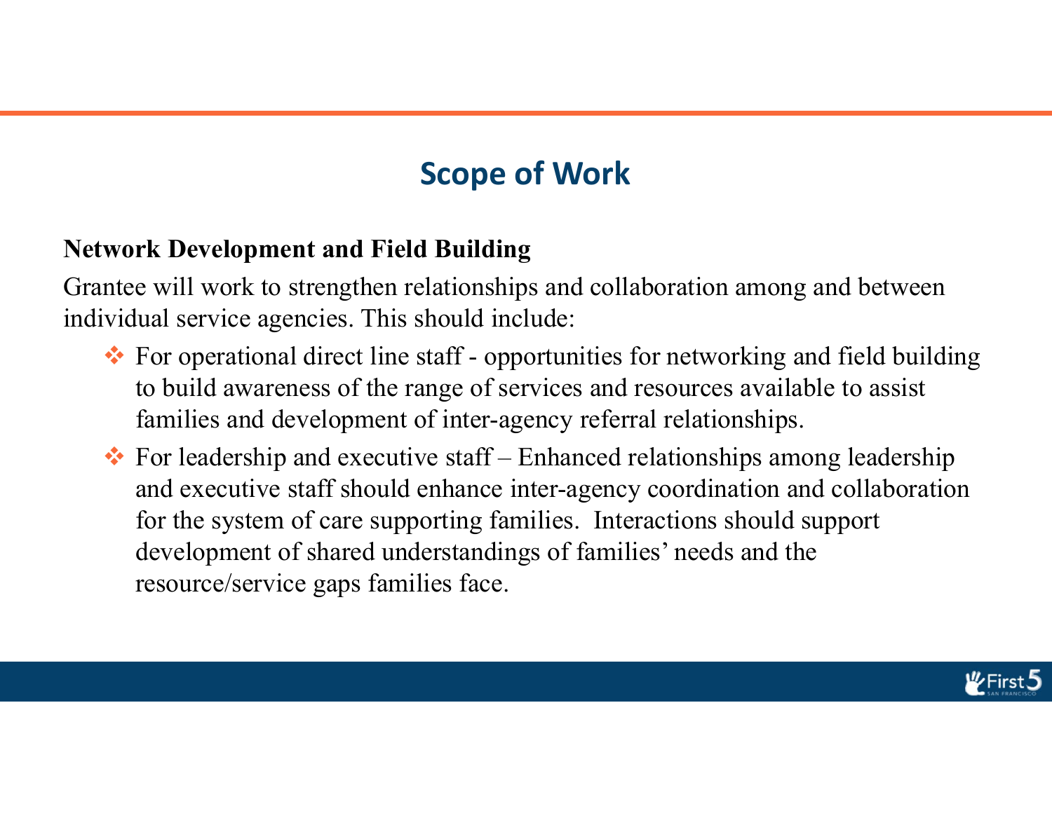# Scope of Work

**Network Development and Field Building**

Grantee will work to strengthen relationships and collaboration among and between individual service agencies. This should include:

- For operational direct line staff - opportunities for networking and field building to build awareness of the range of services and resources available to assist families and development of inter-agency referral relationships.
- For leadership and executive staff – Enhanced relationships among leadership and executive staff should enhance inter-agency coordination and collaboration for the system of care supporting families.  Interactions should support development of shared understandings of families' needs and the resource/service gaps families face.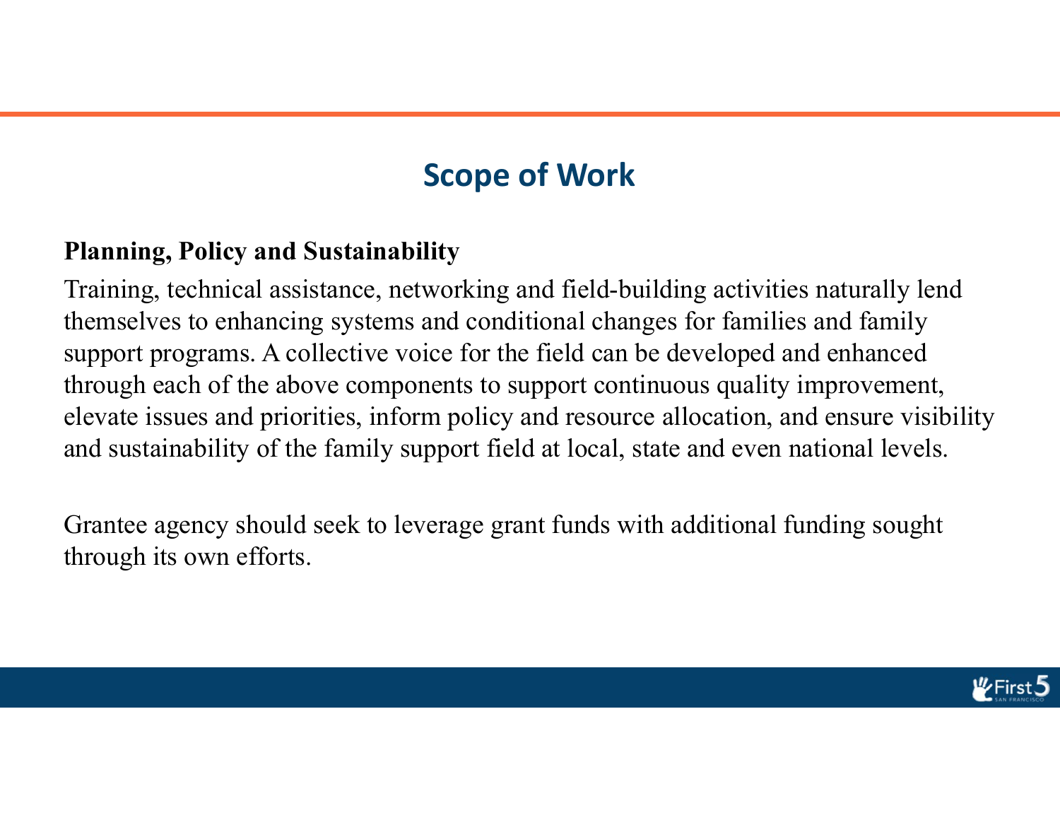# Scope of Work

**Planning, Policy and Sustainability**

Training, technical assistance, networking and field-building activities naturally lend themselves to enhancing systems and conditional changes for families and family support programs. A collective voice for the field can be developed and enhanced through each of the above components to support continuous quality improvement, elevate issues and priorities, inform policy and resource allocation, and ensure visibility and sustainability of the family support field at local, state and even national levels.

Grantee agency should seek to leverage grant funds with additional funding sought through its own efforts.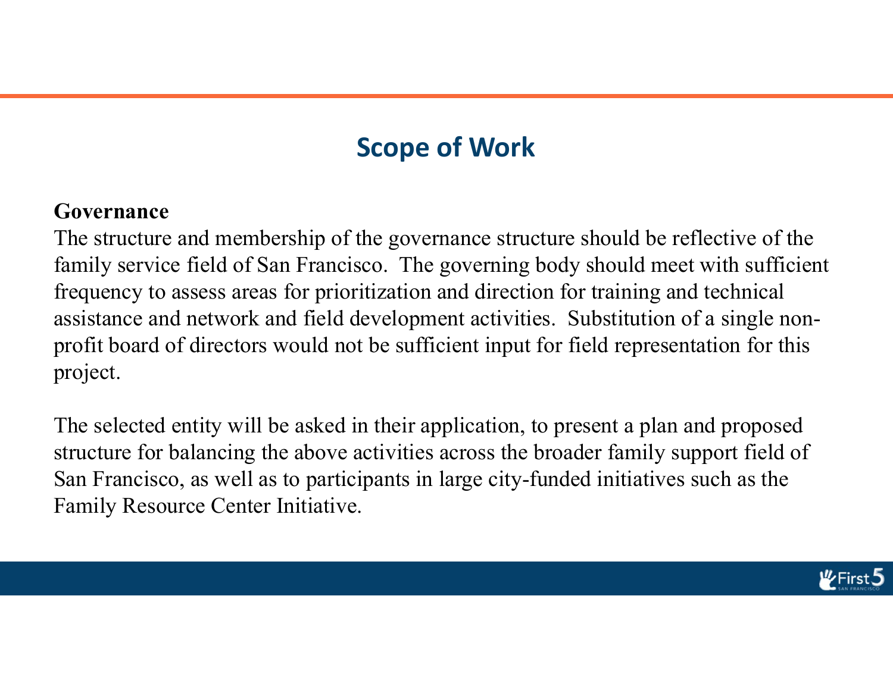# Scope of Work

**Governance**

The structure and membership of the governance structure should be reflective of the family service field of San Francisco. The governing body should meet with sufficient frequency to assess areas for prioritization and direction for training and technical assistance and network and field development activities. Substitution of a single non-profit board of directors would not be sufficient input for field representation for this project.

The selected entity will be asked in their application, to present a plan and proposed structure for balancing the above activities across the broader family support field of San Francisco, as well as to participants in large city-funded initiatives such as the Family Resource Center Initiative.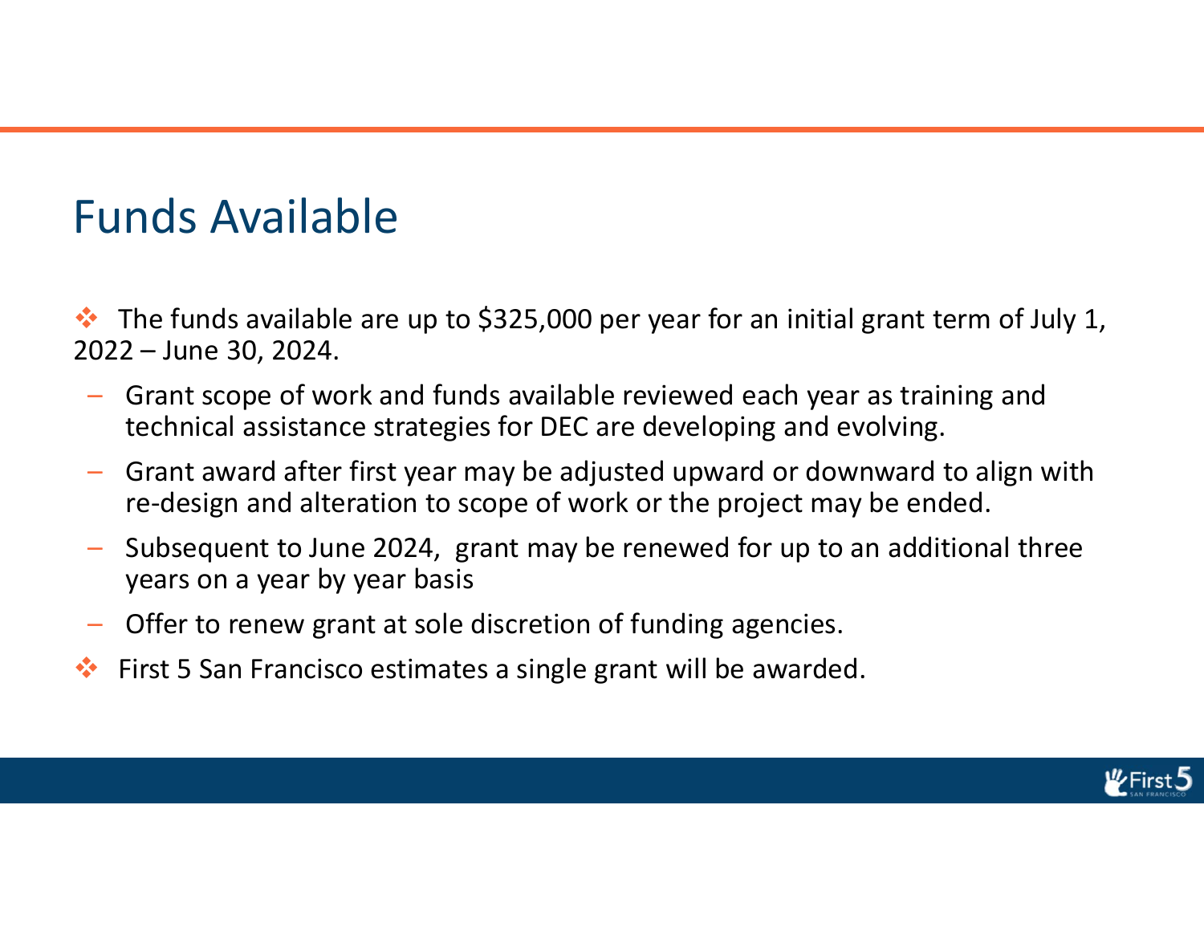# Funds Available

- The funds available are up to $325,000 per year for an initial grant term of July 1, 2022 – June 30, 2024.
  - Grant scope of work and funds available reviewed each year as training and technical assistance strategies for DEC are developing and evolving.
  - Grant award after first year may be adjusted upward or downward to align with re-design and alteration to scope of work or the project may be ended.
  - Subsequent to June 2024, grant may be renewed for up to an additional three years on a year by year basis
  - Offer to renew grant at sole discretion of funding agencies.
- First 5 San Francisco estimates a single grant will be awarded.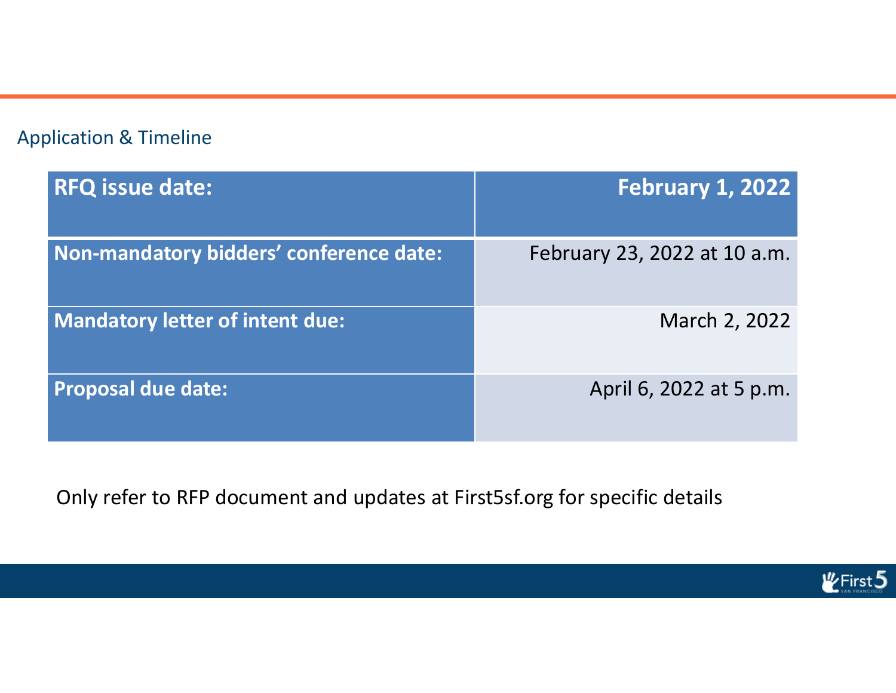## Application & Timeline

| | |
|---|---|
| **RFQ issue date:** | **February 1, 2022** |
| **Non-mandatory bidders' conference date:** | February 23, 2022 at 10 a.m. |
| **Mandatory letter of intent due:** | March 2, 2022 |
| **Proposal due date:** | April 6, 2022 at 5 p.m. |

Only refer to RFP document and updates at First5sf.org for specific details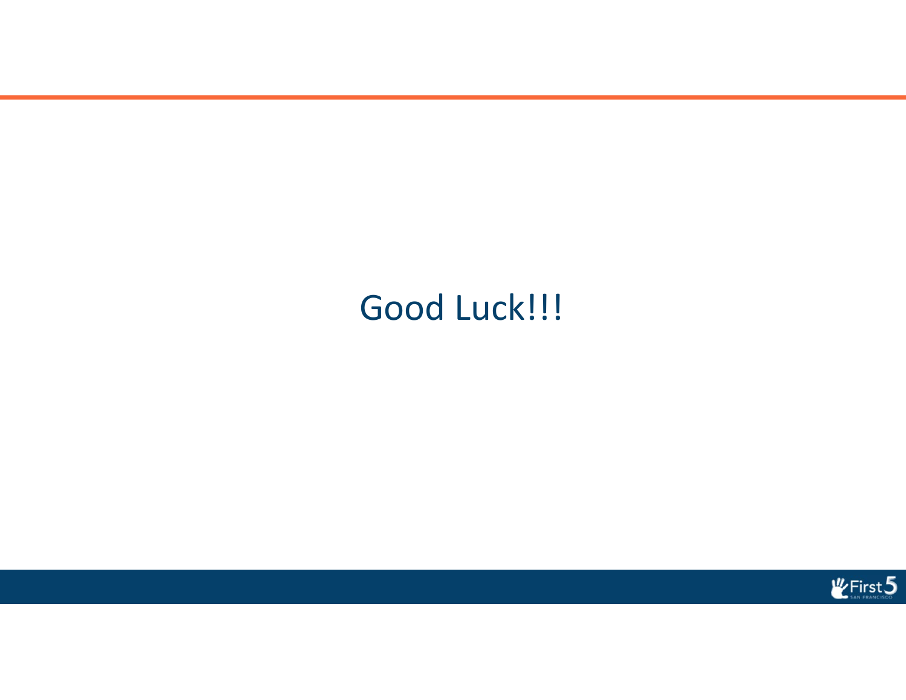Good Luck!!!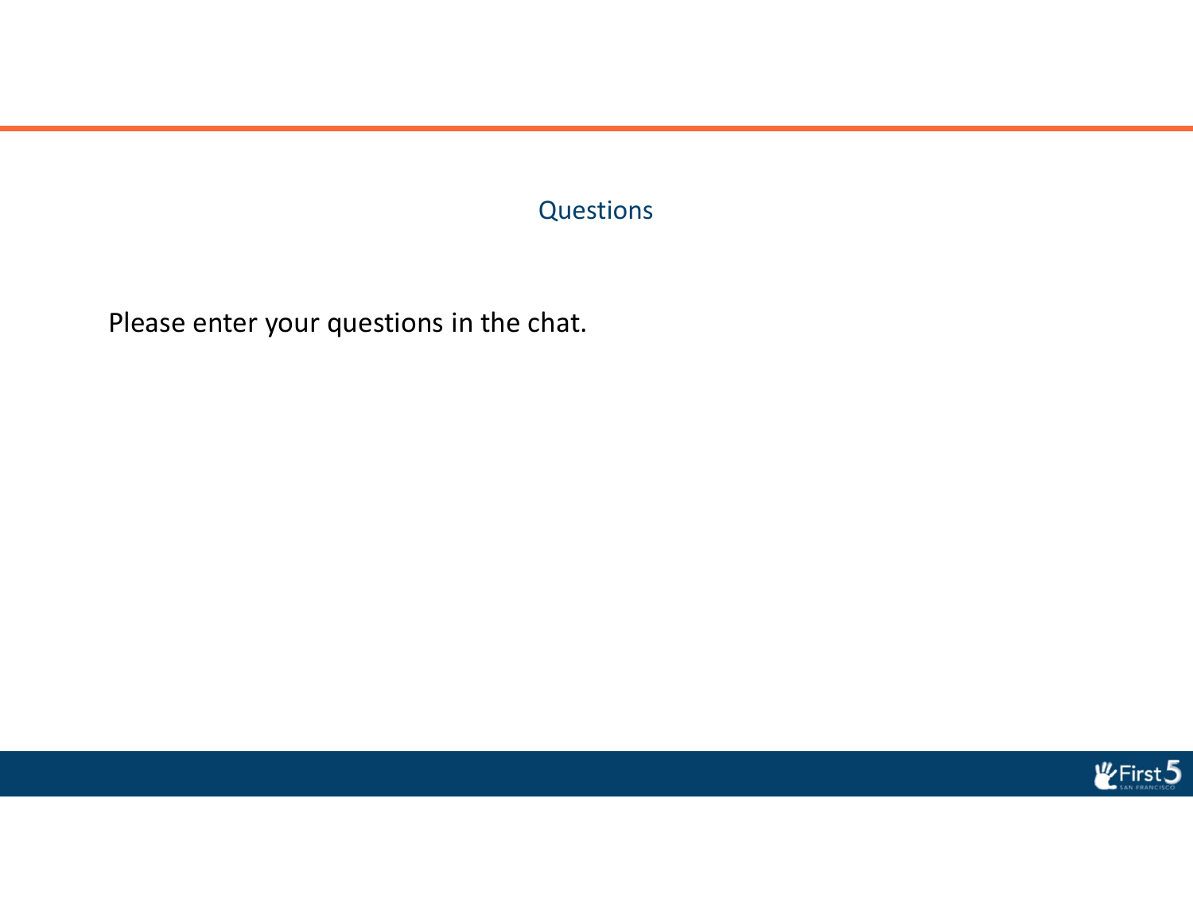# Questions

Please enter your questions in the chat.